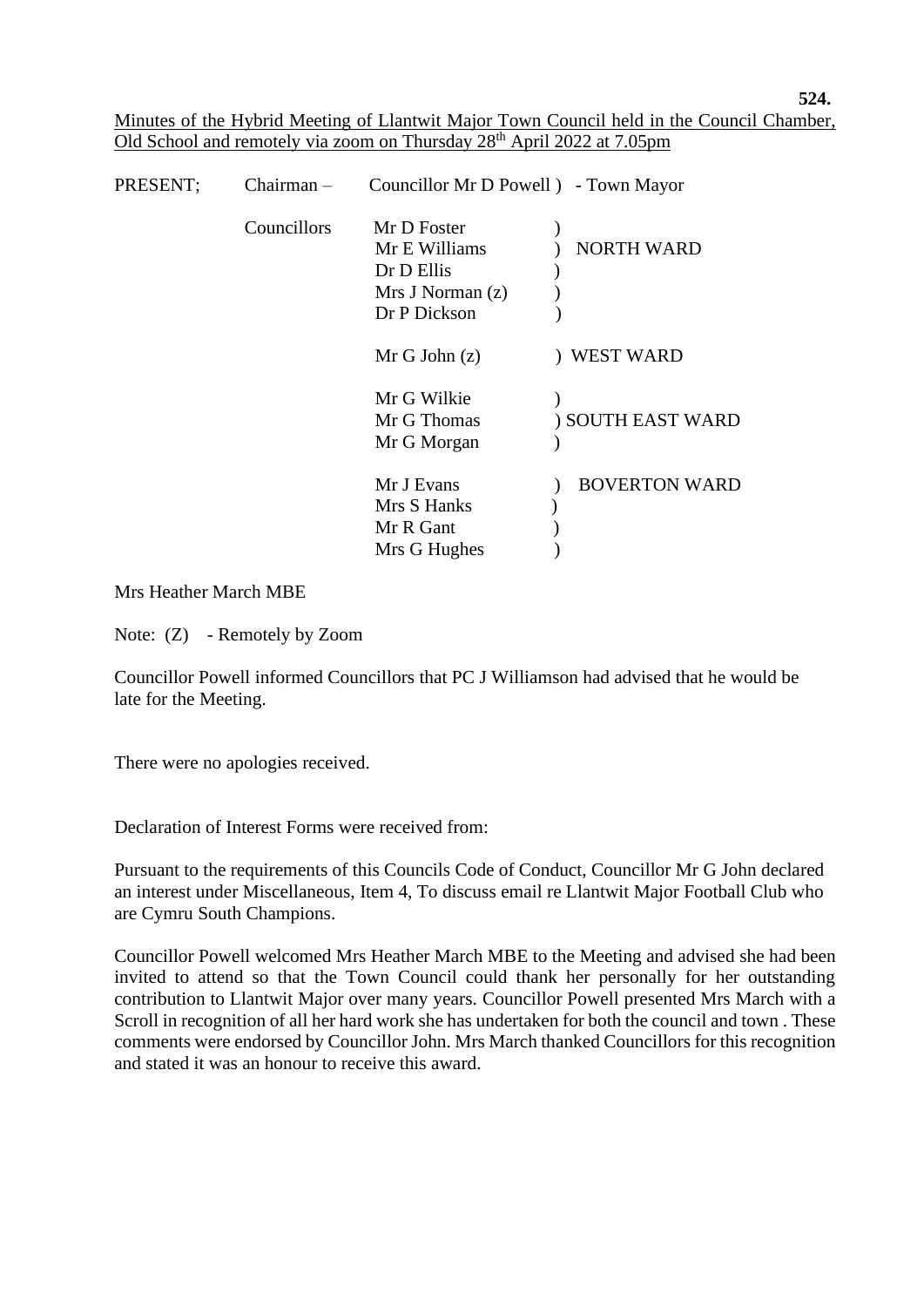Minutes of the Hybrid Meeting of Llantwit Major Town Council held in the Council Chamber, Old School and remotely via zoom on Thursday 28th April 2022 at 7.05pm

| PRESENT; | | | |
|---|---|---|---|
| Chairman – | Councillor Mr D Powell ) | - Town Mayor | |
| Councillors | Mr D Foster | ) | NORTH WARD |
| | Mr E Williams | ) | |
| | Dr D Ellis | ) | |
| | Mrs J Norman (z) | ) | |
| | Dr P Dickson | ) | |
| | Mr G John (z) | ) | WEST WARD |
| | Mr G Wilkie | ) | SOUTH EAST WARD |
| | Mr G Thomas | ) | |
| | Mr G Morgan | ) | |
| | Mr J Evans | ) | BOVERTON WARD |
| | Mrs S Hanks | ) | |
| | Mr R Gant | ) | |
| | Mrs G Hughes | ) | |

Mrs Heather March MBE

Note: (Z) - Remotely by Zoom

Councillor Powell informed Councillors that PC J Williamson had advised that he would be late for the Meeting.

There were no apologies received.

Declaration of Interest Forms were received from:

Pursuant to the requirements of this Councils Code of Conduct, Councillor Mr G John declared an interest under Miscellaneous, Item 4, To discuss email re Llantwit Major Football Club who are Cymru South Champions.

Councillor Powell welcomed Mrs Heather March MBE to the Meeting and advised she had been invited to attend so that the Town Council could thank her personally for her outstanding contribution to Llantwit Major over many years. Councillor Powell presented Mrs March with a Scroll in recognition of all her hard work she has undertaken for both the council and town . These comments were endorsed by Councillor John. Mrs March thanked Councillors for this recognition and stated it was an honour to receive this award.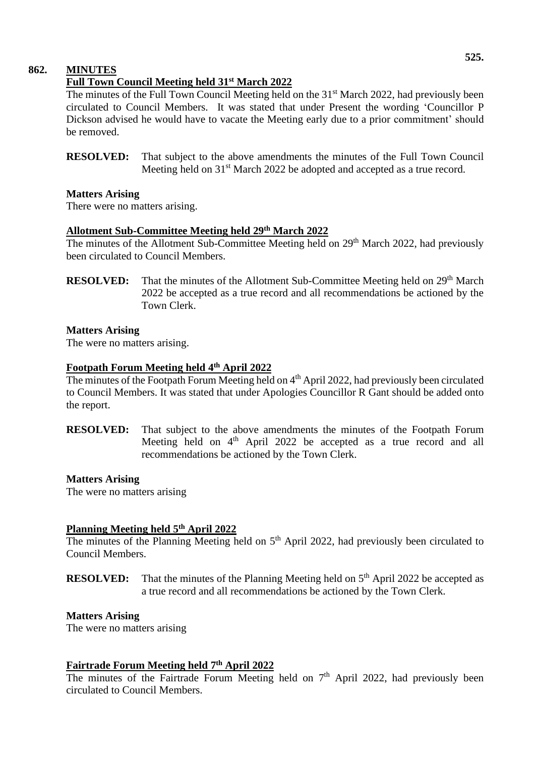## 862. MINUTES

### Full Town Council Meeting held 31st March 2022

The minutes of the Full Town Council Meeting held on the 31st March 2022, had previously been circulated to Council Members. It was stated that under Present the wording 'Councillor P Dickson advised he would have to vacate the Meeting early due to a prior commitment' should be removed.

**RESOLVED:** That subject to the above amendments the minutes of the Full Town Council Meeting held on 31st March 2022 be adopted and accepted as a true record.

**Matters Arising**

There were no matters arising.

### Allotment Sub-Committee Meeting held 29th March 2022

The minutes of the Allotment Sub-Committee Meeting held on 29th March 2022, had previously been circulated to Council Members.

**RESOLVED:** That the minutes of the Allotment Sub-Committee Meeting held on 29th March 2022 be accepted as a true record and all recommendations be actioned by the Town Clerk.

**Matters Arising**

The were no matters arising.

### Footpath Forum Meeting held 4th April 2022

The minutes of the Footpath Forum Meeting held on 4th April 2022, had previously been circulated to Council Members. It was stated that under Apologies Councillor R Gant should be added onto the report.

**RESOLVED:** That subject to the above amendments the minutes of the Footpath Forum Meeting held on 4th April 2022 be accepted as a true record and all recommendations be actioned by the Town Clerk.

**Matters Arising**

The were no matters arising

### Planning Meeting held 5th April 2022

The minutes of the Planning Meeting held on 5th April 2022, had previously been circulated to Council Members.

**RESOLVED:** That the minutes of the Planning Meeting held on 5th April 2022 be accepted as a true record and all recommendations be actioned by the Town Clerk.

**Matters Arising**

The were no matters arising

### Fairtrade Forum Meeting held 7th April 2022

The minutes of the Fairtrade Forum Meeting held on 7th April 2022, had previously been circulated to Council Members.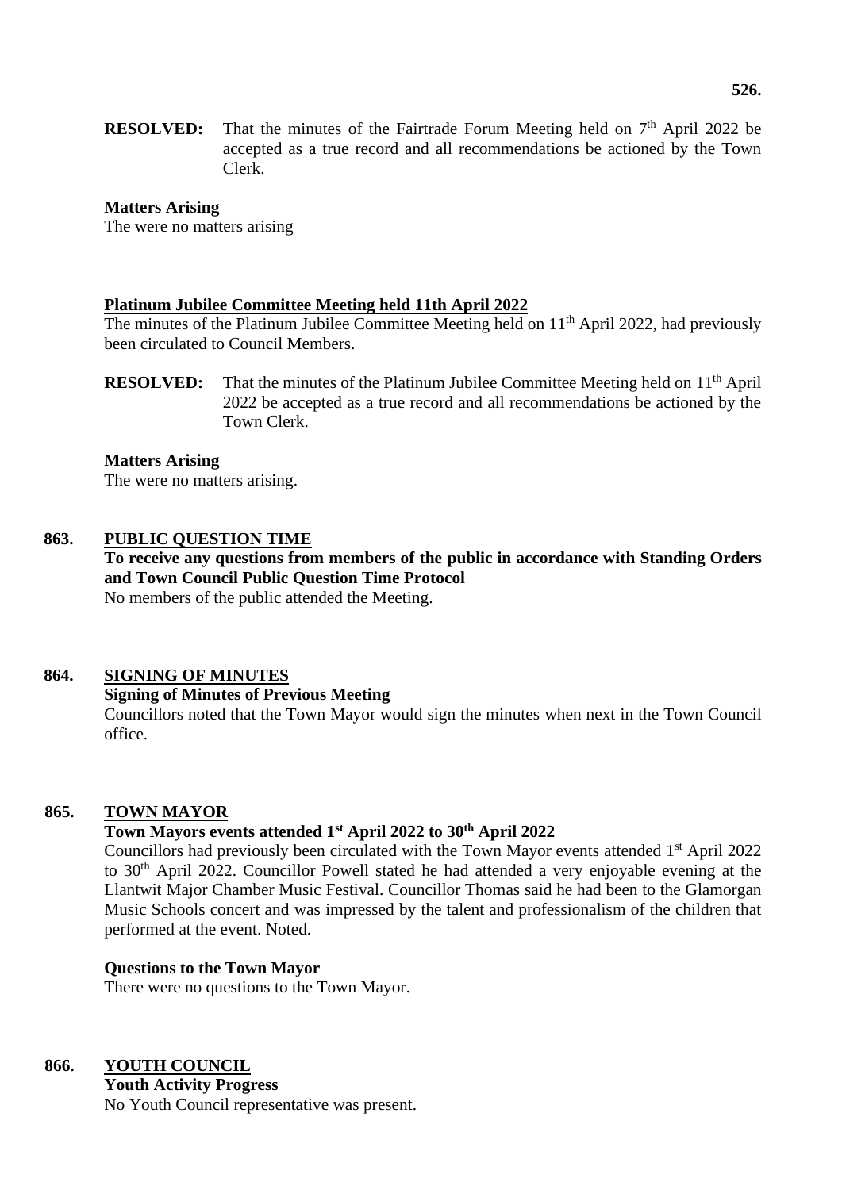**RESOLVED:** That the minutes of the Fairtrade Forum Meeting held on 7th April 2022 be accepted as a true record and all recommendations be actioned by the Town Clerk.

**Matters Arising**

The were no matters arising

**Platinum Jubilee Committee Meeting held 11th April 2022**

The minutes of the Platinum Jubilee Committee Meeting held on 11th April 2022, had previously been circulated to Council Members.

**RESOLVED:** That the minutes of the Platinum Jubilee Committee Meeting held on 11th April 2022 be accepted as a true record and all recommendations be actioned by the Town Clerk.

**Matters Arising**

The were no matters arising.

## 863. PUBLIC QUESTION TIME

**To receive any questions from members of the public in accordance with Standing Orders and Town Council Public Question Time Protocol**

No members of the public attended the Meeting.

## 864. SIGNING OF MINUTES

**Signing of Minutes of Previous Meeting**

Councillors noted that the Town Mayor would sign the minutes when next in the Town Council office.

## 865. TOWN MAYOR

**Town Mayors events attended 1st April 2022 to 30th April 2022**

Councillors had previously been circulated with the Town Mayor events attended 1st April 2022 to 30th April 2022. Councillor Powell stated he had attended a very enjoyable evening at the Llantwit Major Chamber Music Festival. Councillor Thomas said he had been to the Glamorgan Music Schools concert and was impressed by the talent and professionalism of the children that performed at the event. Noted.

**Questions to the Town Mayor**

There were no questions to the Town Mayor.

## 866. YOUTH COUNCIL

**Youth Activity Progress**

No Youth Council representative was present.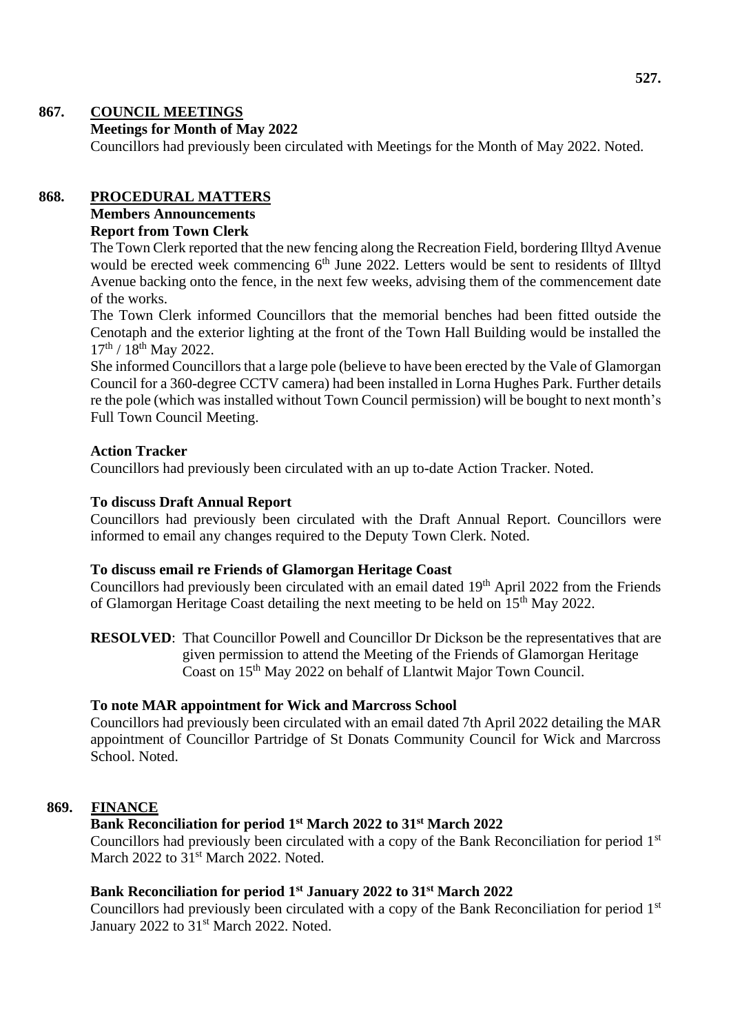## 867. COUNCIL MEETINGS

**Meetings for Month of May 2022**

Councillors had previously been circulated with Meetings for the Month of May 2022. Noted.

## 868. PROCEDURAL MATTERS

**Members Announcements**

**Report from Town Clerk**

The Town Clerk reported that the new fencing along the Recreation Field, bordering Illtyd Avenue would be erected week commencing 6th June 2022. Letters would be sent to residents of Illtyd Avenue backing onto the fence, in the next few weeks, advising them of the commencement date of the works.

The Town Clerk informed Councillors that the memorial benches had been fitted outside the Cenotaph and the exterior lighting at the front of the Town Hall Building would be installed the 17th / 18th May 2022.

She informed Councillors that a large pole (believe to have been erected by the Vale of Glamorgan Council for a 360-degree CCTV camera) had been installed in Lorna Hughes Park. Further details re the pole (which was installed without Town Council permission) will be bought to next month's Full Town Council Meeting.

**Action Tracker**

Councillors had previously been circulated with an up to-date Action Tracker. Noted.

**To discuss Draft Annual Report**

Councillors had previously been circulated with the Draft Annual Report. Councillors were informed to email any changes required to the Deputy Town Clerk. Noted.

**To discuss email re Friends of Glamorgan Heritage Coast**

Councillors had previously been circulated with an email dated 19th April 2022 from the Friends of Glamorgan Heritage Coast detailing the next meeting to be held on 15th May 2022.

**RESOLVED**: That Councillor Powell and Councillor Dr Dickson be the representatives that are given permission to attend the Meeting of the Friends of Glamorgan Heritage Coast on 15th May 2022 on behalf of Llantwit Major Town Council.

**To note MAR appointment for Wick and Marcross School**

Councillors had previously been circulated with an email dated 7th April 2022 detailing the MAR appointment of Councillor Partridge of St Donats Community Council for Wick and Marcross School. Noted.

## 869. FINANCE

**Bank Reconciliation for period 1st March 2022 to 31st March 2022**

Councillors had previously been circulated with a copy of the Bank Reconciliation for period 1st March 2022 to 31st March 2022. Noted.

**Bank Reconciliation for period 1st January 2022 to 31st March 2022**

Councillors had previously been circulated with a copy of the Bank Reconciliation for period 1st January 2022 to 31st March 2022. Noted.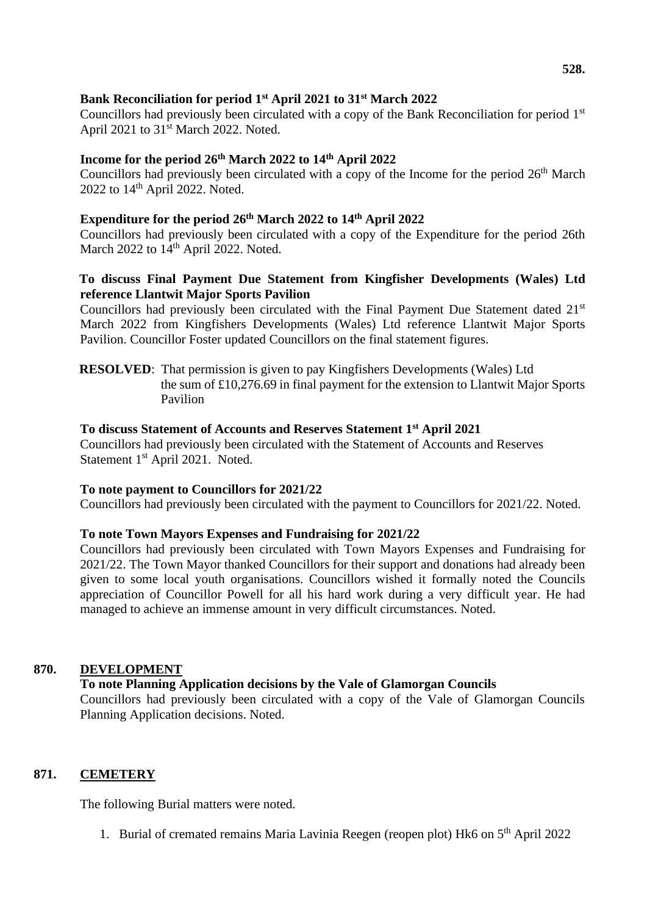**Bank Reconciliation for period 1st April 2021 to 31st March 2022**

Councillors had previously been circulated with a copy of the Bank Reconciliation for period 1st April 2021 to 31st March 2022. Noted.

**Income for the period 26th March 2022 to 14th April 2022**

Councillors had previously been circulated with a copy of the Income for the period 26th March 2022 to 14th April 2022. Noted.

**Expenditure for the period 26th March 2022 to 14th April 2022**

Councillors had previously been circulated with a copy of the Expenditure for the period 26th March 2022 to 14th April 2022. Noted.

**To discuss Final Payment Due Statement from Kingfisher Developments (Wales) Ltd reference Llantwit Major Sports Pavilion**

Councillors had previously been circulated with the Final Payment Due Statement dated 21st March 2022 from Kingfishers Developments (Wales) Ltd reference Llantwit Major Sports Pavilion. Councillor Foster updated Councillors on the final statement figures.

**RESOLVED**: That permission is given to pay Kingfishers Developments (Wales) Ltd the sum of £10,276.69 in final payment for the extension to Llantwit Major Sports Pavilion

**To discuss Statement of Accounts and Reserves Statement 1st April 2021**

Councillors had previously been circulated with the Statement of Accounts and Reserves Statement 1st April 2021. Noted.

**To note payment to Councillors for 2021/22**

Councillors had previously been circulated with the payment to Councillors for 2021/22. Noted.

**To note Town Mayors Expenses and Fundraising for 2021/22**

Councillors had previously been circulated with Town Mayors Expenses and Fundraising for 2021/22. The Town Mayor thanked Councillors for their support and donations had already been given to some local youth organisations. Councillors wished it formally noted the Councils appreciation of Councillor Powell for all his hard work during a very difficult year. He had managed to achieve an immense amount in very difficult circumstances. Noted.

## 870. DEVELOPMENT

**To note Planning Application decisions by the Vale of Glamorgan Councils**

Councillors had previously been circulated with a copy of the Vale of Glamorgan Councils Planning Application decisions. Noted.

## 871. CEMETERY

The following Burial matters were noted.

1. Burial of cremated remains Maria Lavinia Reegen (reopen plot) Hk6 on 5th April 2022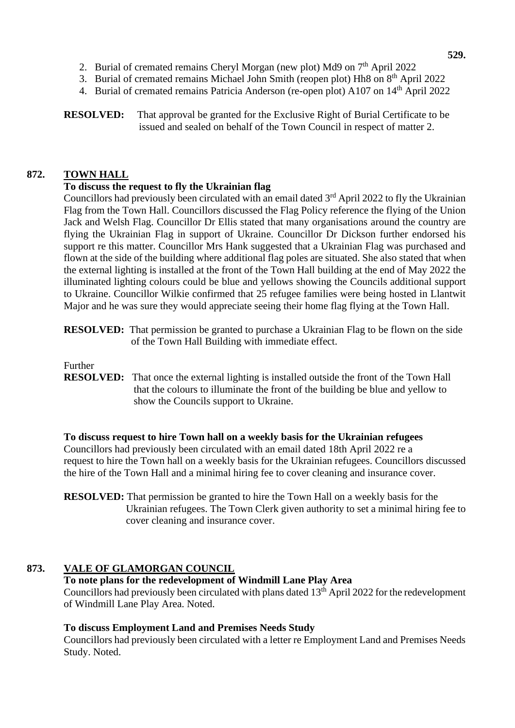2. Burial of cremated remains Cheryl Morgan (new plot) Md9 on 7th April 2022
3. Burial of cremated remains Michael John Smith (reopen plot) Hh8 on 8th April 2022
4. Burial of cremated remains Patricia Anderson (re-open plot) A107 on 14th April 2022

**RESOLVED:** That approval be granted for the Exclusive Right of Burial Certificate to be issued and sealed on behalf of the Town Council in respect of matter 2.

## 872. TOWN HALL

**To discuss the request to fly the Ukrainian flag**

Councillors had previously been circulated with an email dated 3rd April 2022 to fly the Ukrainian Flag from the Town Hall. Councillors discussed the Flag Policy reference the flying of the Union Jack and Welsh Flag. Councillor Dr Ellis stated that many organisations around the country are flying the Ukrainian Flag in support of Ukraine. Councillor Dr Dickson further endorsed his support re this matter. Councillor Mrs Hank suggested that a Ukrainian Flag was purchased and flown at the side of the building where additional flag poles are situated. She also stated that when the external lighting is installed at the front of the Town Hall building at the end of May 2022 the illuminated lighting colours could be blue and yellows showing the Councils additional support to Ukraine. Councillor Wilkie confirmed that 25 refugee families were being hosted in Llantwit Major and he was sure they would appreciate seeing their home flag flying at the Town Hall.

**RESOLVED:** That permission be granted to purchase a Ukrainian Flag to be flown on the side of the Town Hall Building with immediate effect.

Further

**RESOLVED:** That once the external lighting is installed outside the front of the Town Hall that the colours to illuminate the front of the building be blue and yellow to show the Councils support to Ukraine.

**To discuss request to hire Town hall on a weekly basis for the Ukrainian refugees**

Councillors had previously been circulated with an email dated 18th April 2022 re a request to hire the Town hall on a weekly basis for the Ukrainian refugees. Councillors discussed the hire of the Town Hall and a minimal hiring fee to cover cleaning and insurance cover.

**RESOLVED:** That permission be granted to hire the Town Hall on a weekly basis for the Ukrainian refugees. The Town Clerk given authority to set a minimal hiring fee to cover cleaning and insurance cover.

## 873. VALE OF GLAMORGAN COUNCIL

**To note plans for the redevelopment of Windmill Lane Play Area**

Councillors had previously been circulated with plans dated 13th April 2022 for the redevelopment of Windmill Lane Play Area. Noted.

**To discuss Employment Land and Premises Needs Study**

Councillors had previously been circulated with a letter re Employment Land and Premises Needs Study. Noted.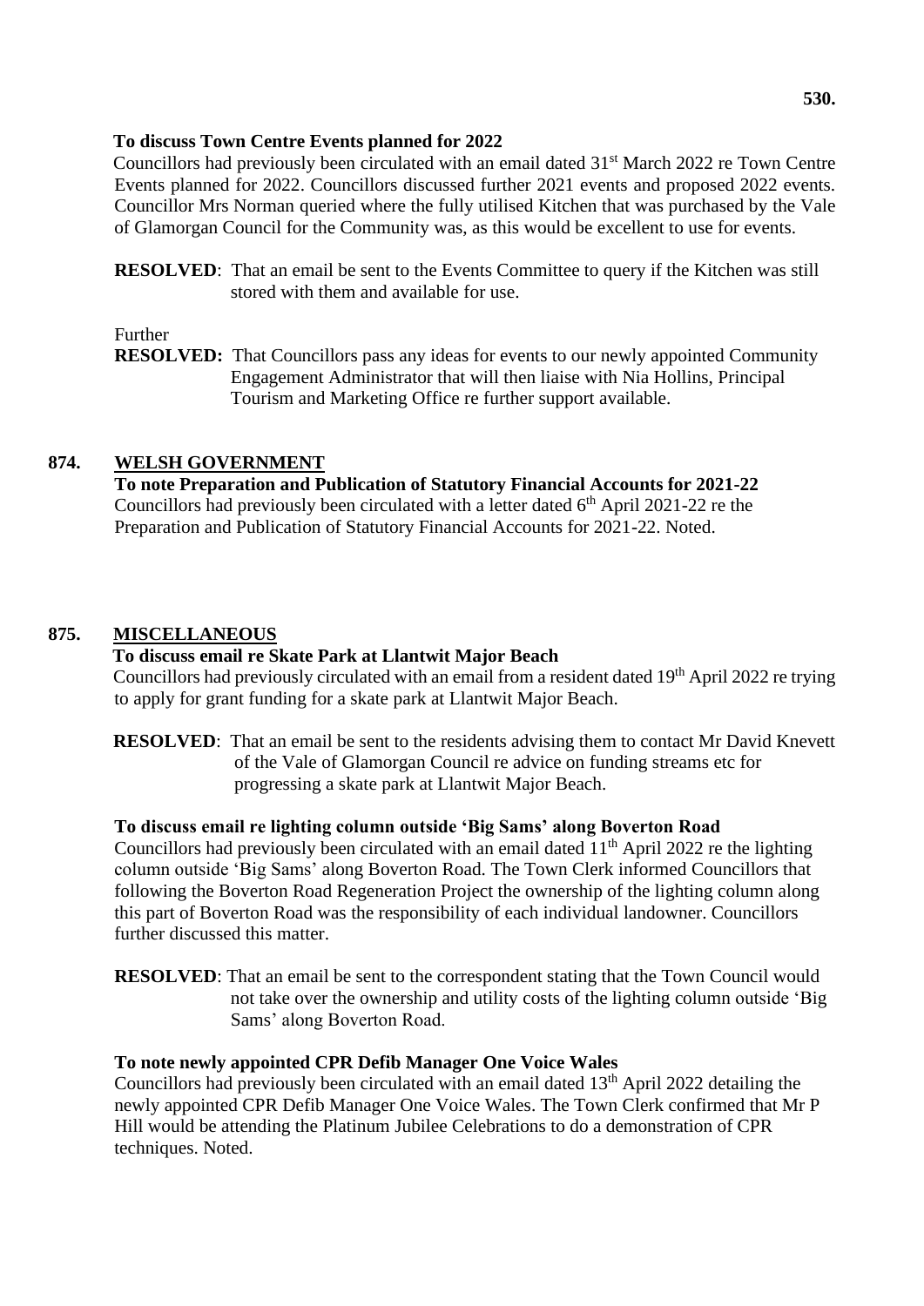**To discuss Town Centre Events planned for 2022**

Councillors had previously been circulated with an email dated 31st March 2022 re Town Centre Events planned for 2022. Councillors discussed further 2021 events and proposed 2022 events. Councillor Mrs Norman queried where the fully utilised Kitchen that was purchased by the Vale of Glamorgan Council for the Community was, as this would be excellent to use for events.

**RESOLVED**: That an email be sent to the Events Committee to query if the Kitchen was still stored with them and available for use.

Further

**RESOLVED:** That Councillors pass any ideas for events to our newly appointed Community Engagement Administrator that will then liaise with Nia Hollins, Principal Tourism and Marketing Office re further support available.

## 874. WELSH GOVERNMENT

**To note Preparation and Publication of Statutory Financial Accounts for 2021-22**

Councillors had previously been circulated with a letter dated 6th April 2021-22 re the Preparation and Publication of Statutory Financial Accounts for 2021-22. Noted.

## 875. MISCELLANEOUS

**To discuss email re Skate Park at Llantwit Major Beach**

Councillors had previously circulated with an email from a resident dated 19th April 2022 re trying to apply for grant funding for a skate park at Llantwit Major Beach.

**RESOLVED**: That an email be sent to the residents advising them to contact Mr David Knevett of the Vale of Glamorgan Council re advice on funding streams etc for progressing a skate park at Llantwit Major Beach.

**To discuss email re lighting column outside 'Big Sams' along Boverton Road**

Councillors had previously been circulated with an email dated 11th April 2022 re the lighting column outside 'Big Sams' along Boverton Road. The Town Clerk informed Councillors that following the Boverton Road Regeneration Project the ownership of the lighting column along this part of Boverton Road was the responsibility of each individual landowner. Councillors further discussed this matter.

**RESOLVED**: That an email be sent to the correspondent stating that the Town Council would not take over the ownership and utility costs of the lighting column outside 'Big Sams' along Boverton Road.

**To note newly appointed CPR Defib Manager One Voice Wales**

Councillors had previously been circulated with an email dated 13th April 2022 detailing the newly appointed CPR Defib Manager One Voice Wales. The Town Clerk confirmed that Mr P Hill would be attending the Platinum Jubilee Celebrations to do a demonstration of CPR techniques. Noted.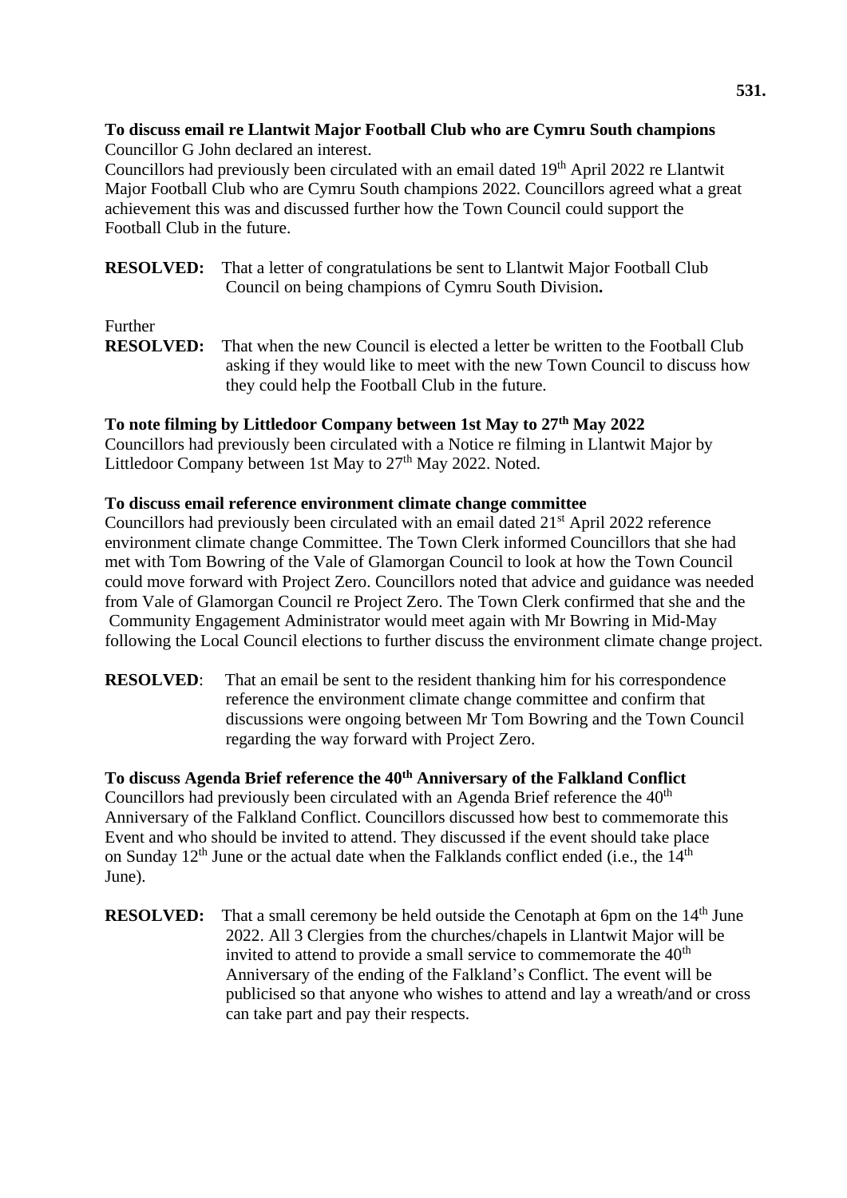**To discuss email re Llantwit Major Football Club who are Cymru South champions**
Councillor G John declared an interest.
Councillors had previously been circulated with an email dated 19th April 2022 re Llantwit Major Football Club who are Cymru South champions 2022. Councillors agreed what a great achievement this was and discussed further how the Town Council could support the Football Club in the future.

**RESOLVED:** That a letter of congratulations be sent to Llantwit Major Football Club Council on being champions of Cymru South Division**.**

Further
**RESOLVED:** That when the new Council is elected a letter be written to the Football Club asking if they would like to meet with the new Town Council to discuss how they could help the Football Club in the future.

**To note filming by Littledoor Company between 1st May to 27th May 2022**
Councillors had previously been circulated with a Notice re filming in Llantwit Major by Littledoor Company between 1st May to 27th May 2022. Noted.

**To discuss email reference environment climate change committee**
Councillors had previously been circulated with an email dated 21st April 2022 reference environment climate change Committee. The Town Clerk informed Councillors that she had met with Tom Bowring of the Vale of Glamorgan Council to look at how the Town Council could move forward with Project Zero. Councillors noted that advice and guidance was needed from Vale of Glamorgan Council re Project Zero. The Town Clerk confirmed that she and the Community Engagement Administrator would meet again with Mr Bowring in Mid-May following the Local Council elections to further discuss the environment climate change project.

**RESOLVED**: That an email be sent to the resident thanking him for his correspondence reference the environment climate change committee and confirm that discussions were ongoing between Mr Tom Bowring and the Town Council regarding the way forward with Project Zero.

**To discuss Agenda Brief reference the 40th Anniversary of the Falkland Conflict**
Councillors had previously been circulated with an Agenda Brief reference the 40th Anniversary of the Falkland Conflict. Councillors discussed how best to commemorate this Event and who should be invited to attend. They discussed if the event should take place on Sunday 12th June or the actual date when the Falklands conflict ended (i.e., the 14th June).

**RESOLVED:** That a small ceremony be held outside the Cenotaph at 6pm on the 14th June 2022. All 3 Clergies from the churches/chapels in Llantwit Major will be invited to attend to provide a small service to commemorate the 40th Anniversary of the ending of the Falkland's Conflict. The event will be publicised so that anyone who wishes to attend and lay a wreath/and or cross can take part and pay their respects.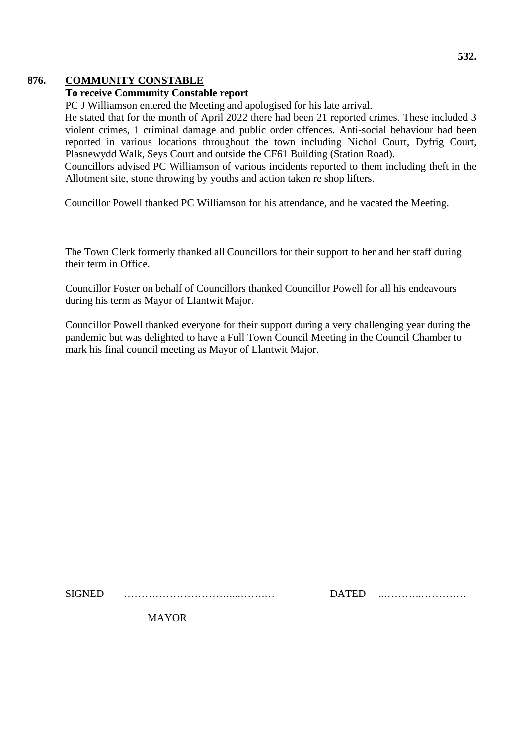## 876. COMMUNITY CONSTABLE

**To receive Community Constable report**

PC J Williamson entered the Meeting and apologised for his late arrival.

He stated that for the month of April 2022 there had been 21 reported crimes. These included 3 violent crimes, 1 criminal damage and public order offences. Anti-social behaviour had been reported in various locations throughout the town including Nichol Court, Dyfrig Court, Plasnewydd Walk, Seys Court and outside the CF61 Building (Station Road).

Councillors advised PC Williamson of various incidents reported to them including theft in the Allotment site, stone throwing by youths and action taken re shop lifters.

Councillor Powell thanked PC Williamson for his attendance, and he vacated the Meeting.

The Town Clerk formerly thanked all Councillors for their support to her and her staff during their term in Office.

Councillor Foster on behalf of Councillors thanked Councillor Powell for all his endeavours during his term as Mayor of Llantwit Major.

Councillor Powell thanked everyone for their support during a very challenging year during the pandemic but was delighted to have a Full Town Council Meeting in the Council Chamber to mark his final council meeting as Mayor of Llantwit Major.

SIGNED …………………………....……..… DATED ..………..………….

MAYOR